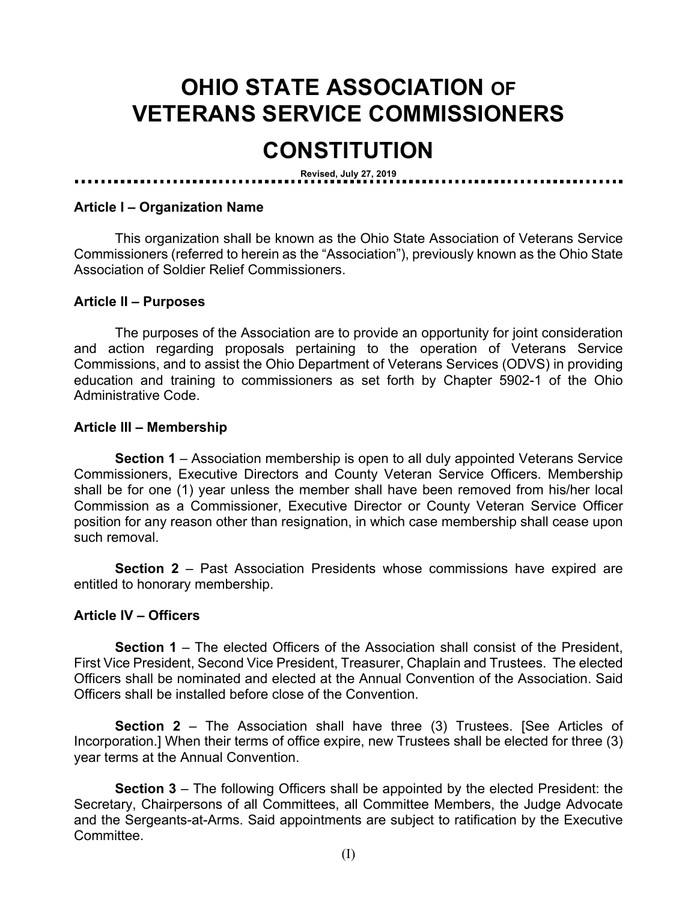# OHIO STATE ASSOCIATION OF VETERANS SERVICE COMMISSIONERS

# CONSTITUTION

**Revised, July 27, 2019**

---

### Article I – Organization Name

This organization shall be known as the Ohio State Association of Veterans Service Commissioners (referred to herein as the "Association"), previously known as the Ohio State Association of Soldier Relief Commissioners.

### Article II – Purposes

The purposes of the Association are to provide an opportunity for joint consideration and action regarding proposals pertaining to the operation of Veterans Service Commissions, and to assist the Ohio Department of Veterans Services (ODVS) in providing education and training to commissioners as set forth by Chapter 5902-1 of the Ohio Administrative Code.

### Article III – Membership

**Section 1** – Association membership is open to all duly appointed Veterans Service Commissioners, Executive Directors and County Veteran Service Officers. Membership shall be for one (1) year unless the member shall have been removed from his/her local Commission as a Commissioner, Executive Director or County Veteran Service Officer position for any reason other than resignation, in which case membership shall cease upon such removal.

**Section 2** – Past Association Presidents whose commissions have expired are entitled to honorary membership.

### Article IV – Officers

**Section 1** – The elected Officers of the Association shall consist of the President, First Vice President, Second Vice President, Treasurer, Chaplain and Trustees. The elected Officers shall be nominated and elected at the Annual Convention of the Association. Said Officers shall be installed before close of the Convention.

**Section 2** – The Association shall have three (3) Trustees. [See Articles of Incorporation.] When their terms of office expire, new Trustees shall be elected for three (3) year terms at the Annual Convention.

**Section 3** – The following Officers shall be appointed by the elected President: the Secretary, Chairpersons of all Committees, all Committee Members, the Judge Advocate and the Sergeants-at-Arms. Said appointments are subject to ratification by the Executive Committee.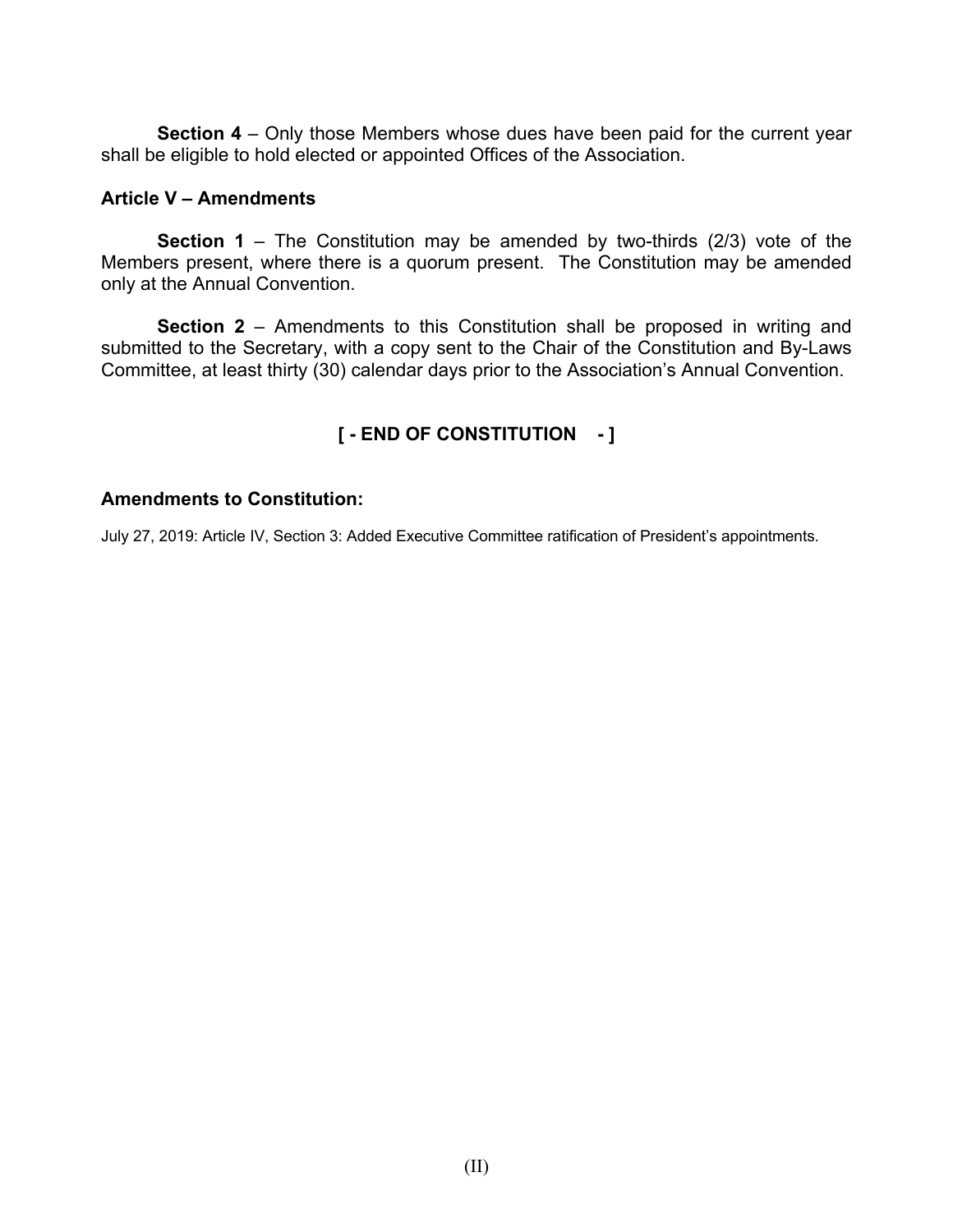**Section 4** – Only those Members whose dues have been paid for the current year shall be eligible to hold elected or appointed Offices of the Association.

### Article V – Amendments

**Section 1** – The Constitution may be amended by two-thirds (2/3) vote of the Members present, where there is a quorum present. The Constitution may be amended only at the Annual Convention.

**Section 2** – Amendments to this Constitution shall be proposed in writing and submitted to the Secretary, with a copy sent to the Chair of the Constitution and By-Laws Committee, at least thirty (30) calendar days prior to the Association's Annual Convention.

**[ - END OF CONSTITUTION - ]**

### Amendments to Constitution:

July 27, 2019: Article IV, Section 3: Added Executive Committee ratification of President's appointments.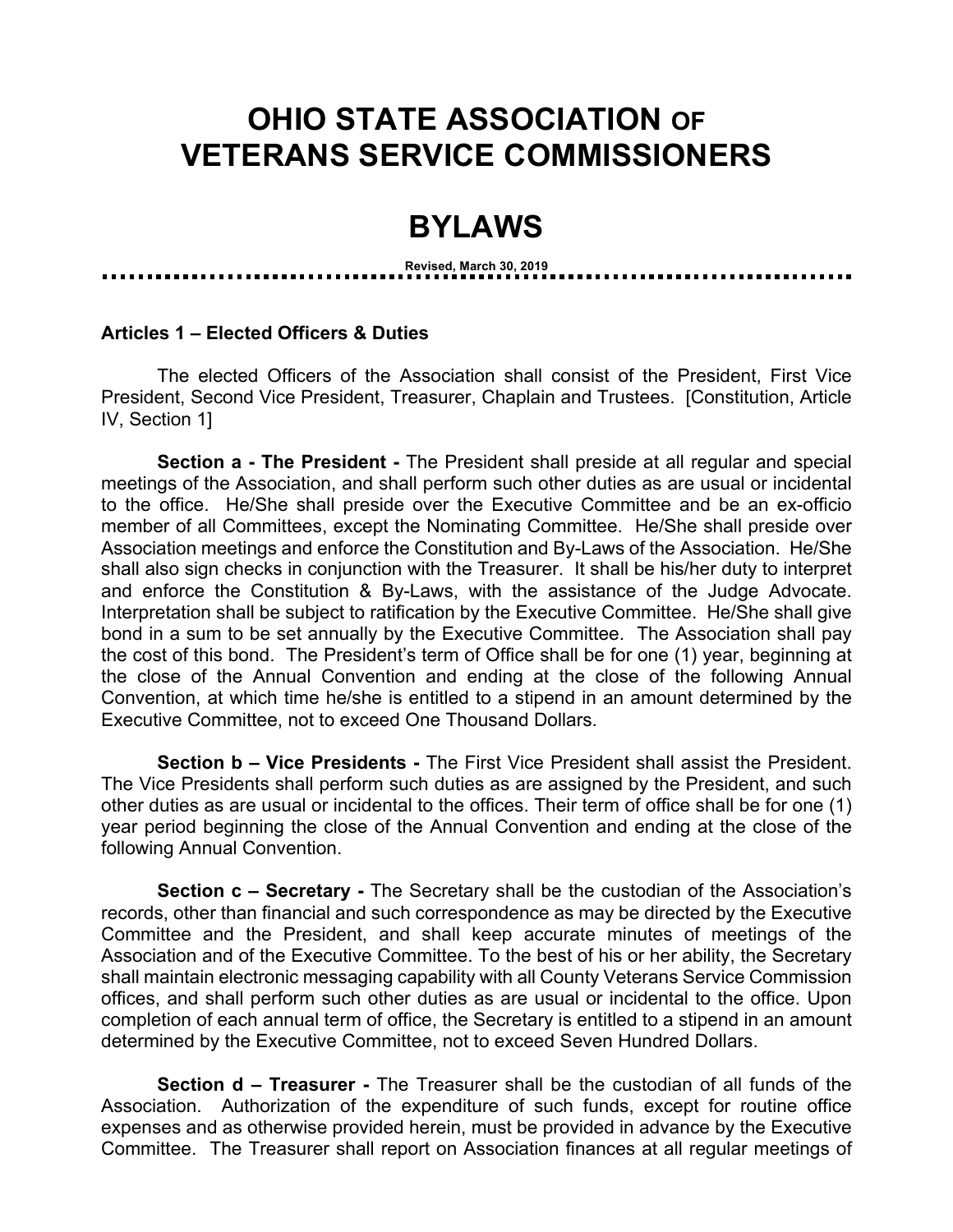# OHIO STATE ASSOCIATION OF VETERANS SERVICE COMMISSIONERS

# BYLAWS

Revised, March 30, 2019

### Articles 1 – Elected Officers & Duties

The elected Officers of the Association shall consist of the President, First Vice President, Second Vice President, Treasurer, Chaplain and Trustees. [Constitution, Article IV, Section 1]

**Section a - The President -** The President shall preside at all regular and special meetings of the Association, and shall perform such other duties as are usual or incidental to the office. He/She shall preside over the Executive Committee and be an ex-officio member of all Committees, except the Nominating Committee. He/She shall preside over Association meetings and enforce the Constitution and By-Laws of the Association. He/She shall also sign checks in conjunction with the Treasurer. It shall be his/her duty to interpret and enforce the Constitution & By-Laws, with the assistance of the Judge Advocate. Interpretation shall be subject to ratification by the Executive Committee. He/She shall give bond in a sum to be set annually by the Executive Committee. The Association shall pay the cost of this bond. The President's term of Office shall be for one (1) year, beginning at the close of the Annual Convention and ending at the close of the following Annual Convention, at which time he/she is entitled to a stipend in an amount determined by the Executive Committee, not to exceed One Thousand Dollars.

**Section b – Vice Presidents -** The First Vice President shall assist the President. The Vice Presidents shall perform such duties as are assigned by the President, and such other duties as are usual or incidental to the offices. Their term of office shall be for one (1) year period beginning the close of the Annual Convention and ending at the close of the following Annual Convention.

**Section c – Secretary -** The Secretary shall be the custodian of the Association's records, other than financial and such correspondence as may be directed by the Executive Committee and the President, and shall keep accurate minutes of meetings of the Association and of the Executive Committee. To the best of his or her ability, the Secretary shall maintain electronic messaging capability with all County Veterans Service Commission offices, and shall perform such other duties as are usual or incidental to the office. Upon completion of each annual term of office, the Secretary is entitled to a stipend in an amount determined by the Executive Committee, not to exceed Seven Hundred Dollars.

**Section d – Treasurer -** The Treasurer shall be the custodian of all funds of the Association. Authorization of the expenditure of such funds, except for routine office expenses and as otherwise provided herein, must be provided in advance by the Executive Committee. The Treasurer shall report on Association finances at all regular meetings of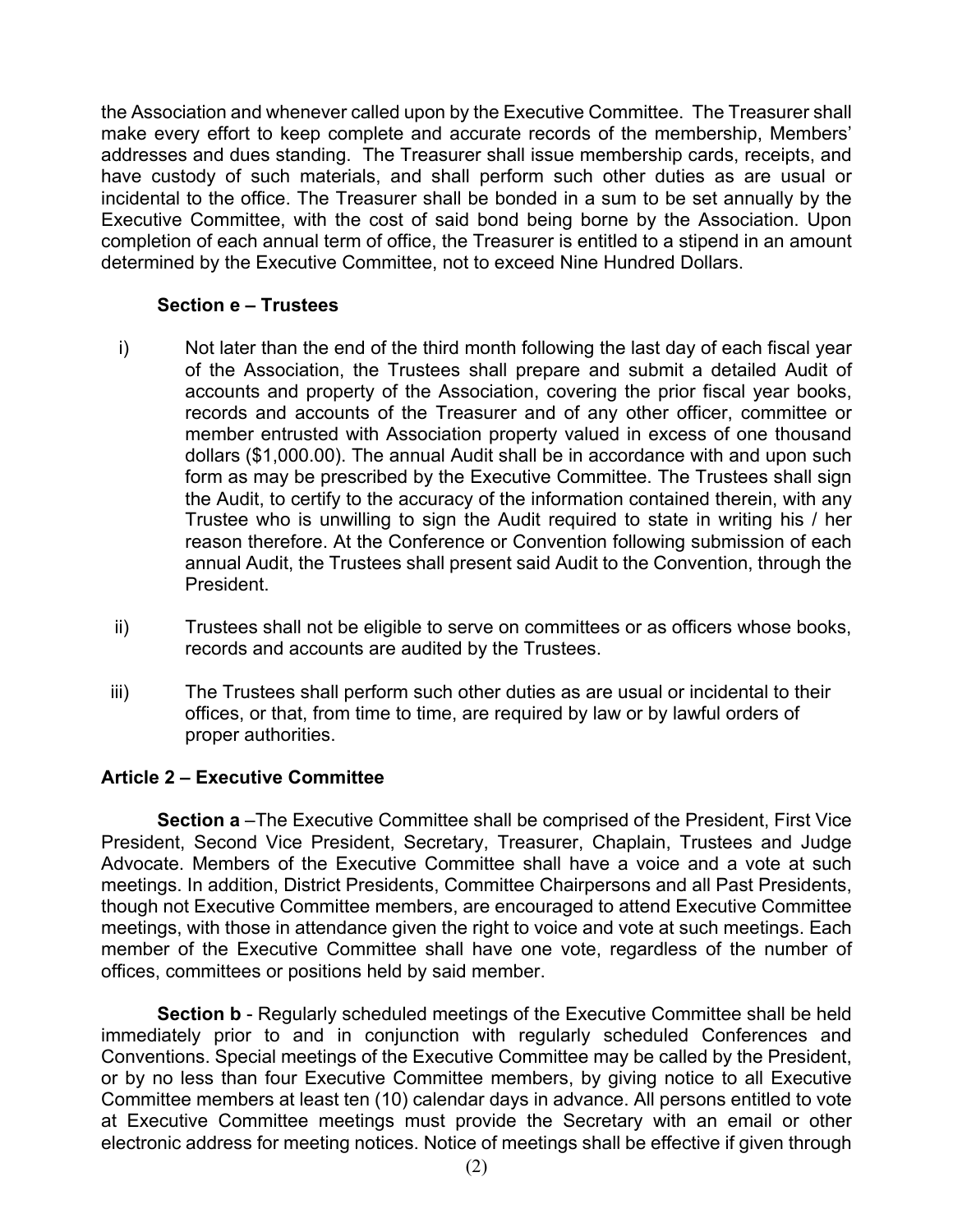the Association and whenever called upon by the Executive Committee. The Treasurer shall make every effort to keep complete and accurate records of the membership, Members' addresses and dues standing. The Treasurer shall issue membership cards, receipts, and have custody of such materials, and shall perform such other duties as are usual or incidental to the office. The Treasurer shall be bonded in a sum to be set annually by the Executive Committee, with the cost of said bond being borne by the Association. Upon completion of each annual term of office, the Treasurer is entitled to a stipend in an amount determined by the Executive Committee, not to exceed Nine Hundred Dollars.

**Section e – Trustees**

i) Not later than the end of the third month following the last day of each fiscal year of the Association, the Trustees shall prepare and submit a detailed Audit of accounts and property of the Association, covering the prior fiscal year books, records and accounts of the Treasurer and of any other officer, committee or member entrusted with Association property valued in excess of one thousand dollars ($1,000.00). The annual Audit shall be in accordance with and upon such form as may be prescribed by the Executive Committee. The Trustees shall sign the Audit, to certify to the accuracy of the information contained therein, with any Trustee who is unwilling to sign the Audit required to state in writing his / her reason therefore. At the Conference or Convention following submission of each annual Audit, the Trustees shall present said Audit to the Convention, through the President.

ii) Trustees shall not be eligible to serve on committees or as officers whose books, records and accounts are audited by the Trustees.

iii) The Trustees shall perform such other duties as are usual or incidental to their offices, or that, from time to time, are required by law or by lawful orders of proper authorities.

## Article 2 – Executive Committee

**Section a** –The Executive Committee shall be comprised of the President, First Vice President, Second Vice President, Secretary, Treasurer, Chaplain, Trustees and Judge Advocate. Members of the Executive Committee shall have a voice and a vote at such meetings. In addition, District Presidents, Committee Chairpersons and all Past Presidents, though not Executive Committee members, are encouraged to attend Executive Committee meetings, with those in attendance given the right to voice and vote at such meetings. Each member of the Executive Committee shall have one vote, regardless of the number of offices, committees or positions held by said member.

**Section b** - Regularly scheduled meetings of the Executive Committee shall be held immediately prior to and in conjunction with regularly scheduled Conferences and Conventions. Special meetings of the Executive Committee may be called by the President, or by no less than four Executive Committee members, by giving notice to all Executive Committee members at least ten (10) calendar days in advance. All persons entitled to vote at Executive Committee meetings must provide the Secretary with an email or other electronic address for meeting notices. Notice of meetings shall be effective if given through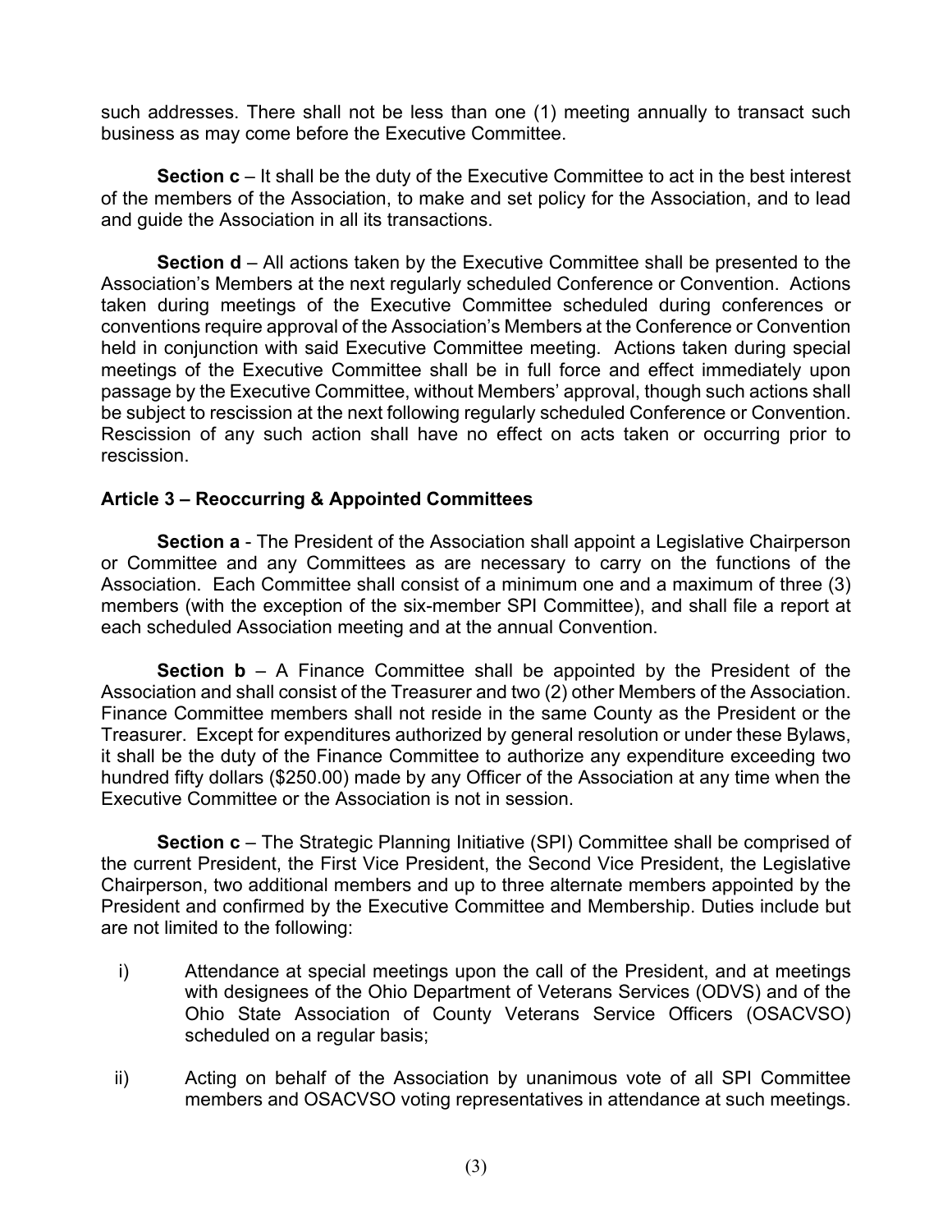such addresses. There shall not be less than one (1) meeting annually to transact such business as may come before the Executive Committee.

**Section c** – It shall be the duty of the Executive Committee to act in the best interest of the members of the Association, to make and set policy for the Association, and to lead and guide the Association in all its transactions.

**Section d** – All actions taken by the Executive Committee shall be presented to the Association's Members at the next regularly scheduled Conference or Convention. Actions taken during meetings of the Executive Committee scheduled during conferences or conventions require approval of the Association's Members at the Conference or Convention held in conjunction with said Executive Committee meeting. Actions taken during special meetings of the Executive Committee shall be in full force and effect immediately upon passage by the Executive Committee, without Members' approval, though such actions shall be subject to rescission at the next following regularly scheduled Conference or Convention. Rescission of any such action shall have no effect on acts taken or occurring prior to rescission.

### Article 3 – Reoccurring & Appointed Committees

**Section a** - The President of the Association shall appoint a Legislative Chairperson or Committee and any Committees as are necessary to carry on the functions of the Association. Each Committee shall consist of a minimum one and a maximum of three (3) members (with the exception of the six-member SPI Committee), and shall file a report at each scheduled Association meeting and at the annual Convention.

**Section b** – A Finance Committee shall be appointed by the President of the Association and shall consist of the Treasurer and two (2) other Members of the Association. Finance Committee members shall not reside in the same County as the President or the Treasurer. Except for expenditures authorized by general resolution or under these Bylaws, it shall be the duty of the Finance Committee to authorize any expenditure exceeding two hundred fifty dollars ($250.00) made by any Officer of the Association at any time when the Executive Committee or the Association is not in session.

**Section c** – The Strategic Planning Initiative (SPI) Committee shall be comprised of the current President, the First Vice President, the Second Vice President, the Legislative Chairperson, two additional members and up to three alternate members appointed by the President and confirmed by the Executive Committee and Membership. Duties include but are not limited to the following:

i) Attendance at special meetings upon the call of the President, and at meetings with designees of the Ohio Department of Veterans Services (ODVS) and of the Ohio State Association of County Veterans Service Officers (OSACVSO) scheduled on a regular basis;

ii) Acting on behalf of the Association by unanimous vote of all SPI Committee members and OSACVSO voting representatives in attendance at such meetings.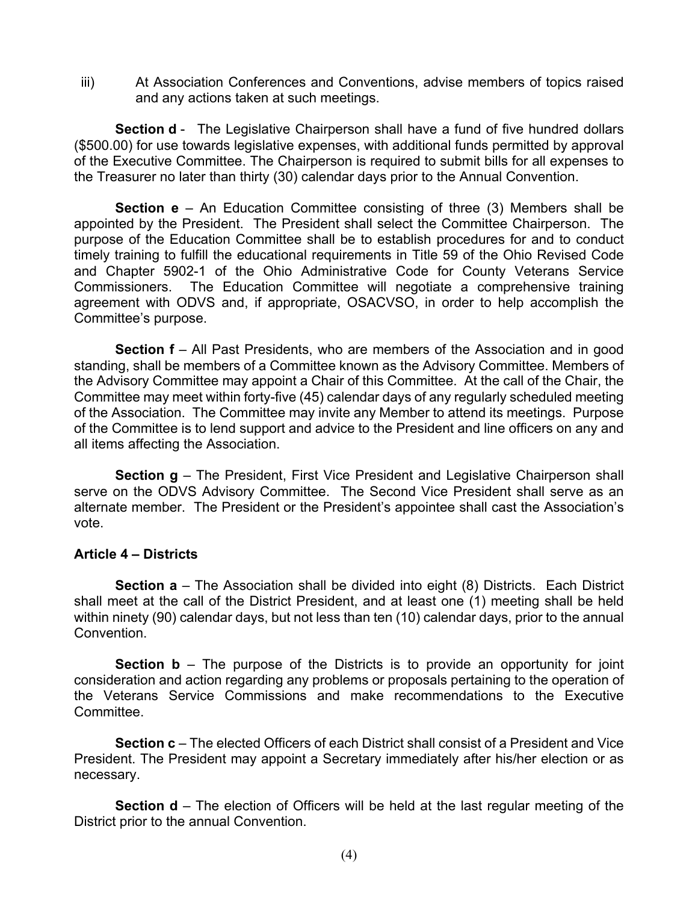iii) At Association Conferences and Conventions, advise members of topics raised and any actions taken at such meetings.

**Section d** - The Legislative Chairperson shall have a fund of five hundred dollars ($500.00) for use towards legislative expenses, with additional funds permitted by approval of the Executive Committee. The Chairperson is required to submit bills for all expenses to the Treasurer no later than thirty (30) calendar days prior to the Annual Convention.

**Section e** – An Education Committee consisting of three (3) Members shall be appointed by the President. The President shall select the Committee Chairperson. The purpose of the Education Committee shall be to establish procedures for and to conduct timely training to fulfill the educational requirements in Title 59 of the Ohio Revised Code and Chapter 5902-1 of the Ohio Administrative Code for County Veterans Service Commissioners. The Education Committee will negotiate a comprehensive training agreement with ODVS and, if appropriate, OSACVSO, in order to help accomplish the Committee's purpose.

**Section f** – All Past Presidents, who are members of the Association and in good standing, shall be members of a Committee known as the Advisory Committee. Members of the Advisory Committee may appoint a Chair of this Committee. At the call of the Chair, the Committee may meet within forty-five (45) calendar days of any regularly scheduled meeting of the Association. The Committee may invite any Member to attend its meetings. Purpose of the Committee is to lend support and advice to the President and line officers on any and all items affecting the Association.

**Section g** – The President, First Vice President and Legislative Chairperson shall serve on the ODVS Advisory Committee. The Second Vice President shall serve as an alternate member. The President or the President's appointee shall cast the Association's vote.

**Article 4 – Districts**

**Section a** – The Association shall be divided into eight (8) Districts. Each District shall meet at the call of the District President, and at least one (1) meeting shall be held within ninety (90) calendar days, but not less than ten (10) calendar days, prior to the annual Convention.

**Section b** – The purpose of the Districts is to provide an opportunity for joint consideration and action regarding any problems or proposals pertaining to the operation of the Veterans Service Commissions and make recommendations to the Executive Committee.

**Section c** – The elected Officers of each District shall consist of a President and Vice President. The President may appoint a Secretary immediately after his/her election or as necessary.

**Section d** – The election of Officers will be held at the last regular meeting of the District prior to the annual Convention.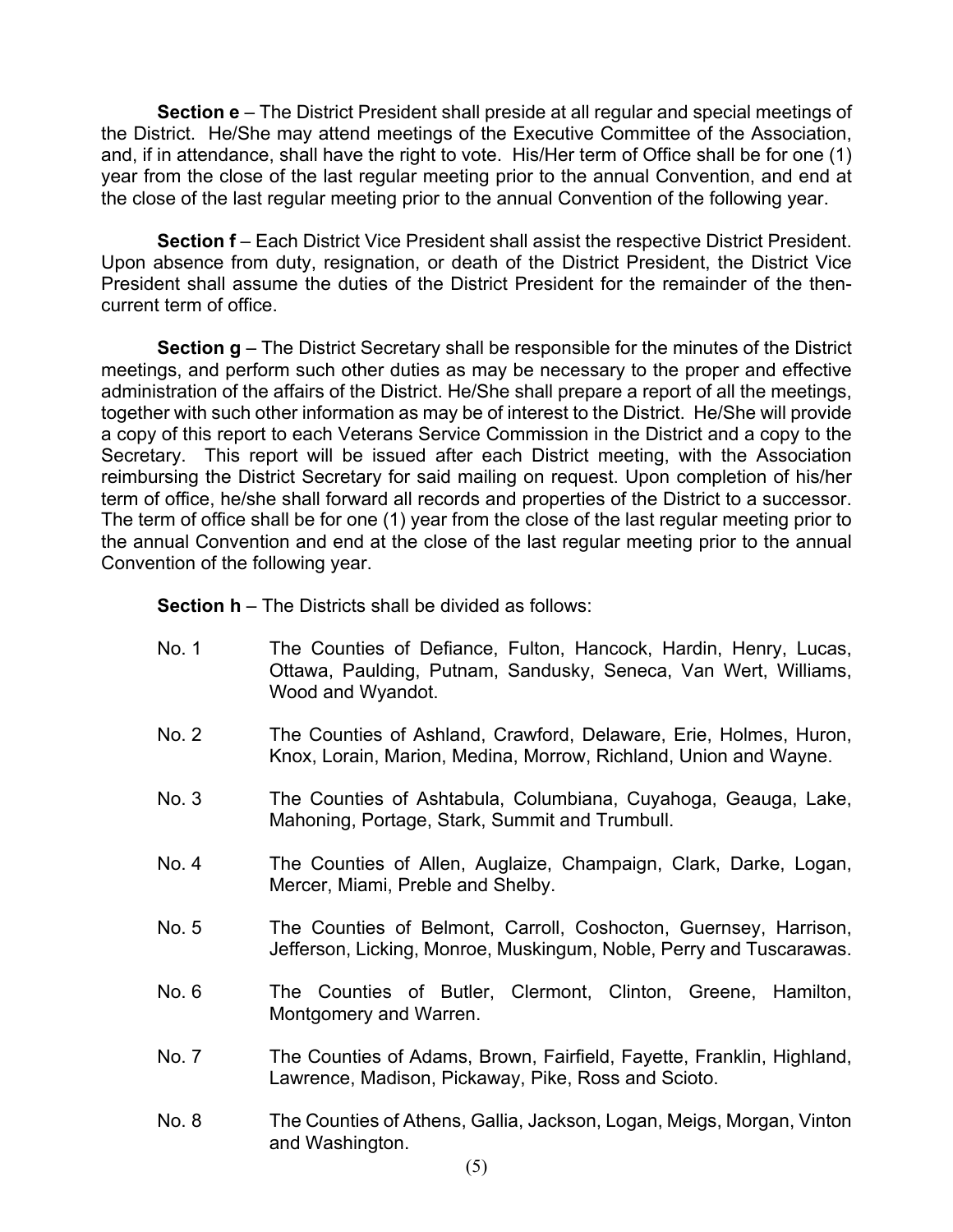**Section e** – The District President shall preside at all regular and special meetings of the District. He/She may attend meetings of the Executive Committee of the Association, and, if in attendance, shall have the right to vote. His/Her term of Office shall be for one (1) year from the close of the last regular meeting prior to the annual Convention, and end at the close of the last regular meeting prior to the annual Convention of the following year.

**Section f** – Each District Vice President shall assist the respective District President. Upon absence from duty, resignation, or death of the District President, the District Vice President shall assume the duties of the District President for the remainder of the then-current term of office.

**Section g** – The District Secretary shall be responsible for the minutes of the District meetings, and perform such other duties as may be necessary to the proper and effective administration of the affairs of the District. He/She shall prepare a report of all the meetings, together with such other information as may be of interest to the District. He/She will provide a copy of this report to each Veterans Service Commission in the District and a copy to the Secretary. This report will be issued after each District meeting, with the Association reimbursing the District Secretary for said mailing on request. Upon completion of his/her term of office, he/she shall forward all records and properties of the District to a successor. The term of office shall be for one (1) year from the close of the last regular meeting prior to the annual Convention and end at the close of the last regular meeting prior to the annual Convention of the following year.

**Section h** – The Districts shall be divided as follows:

No. 1 The Counties of Defiance, Fulton, Hancock, Hardin, Henry, Lucas, Ottawa, Paulding, Putnam, Sandusky, Seneca, Van Wert, Williams, Wood and Wyandot.

No. 2 The Counties of Ashland, Crawford, Delaware, Erie, Holmes, Huron, Knox, Lorain, Marion, Medina, Morrow, Richland, Union and Wayne.

No. 3 The Counties of Ashtabula, Columbiana, Cuyahoga, Geauga, Lake, Mahoning, Portage, Stark, Summit and Trumbull.

No. 4 The Counties of Allen, Auglaize, Champaign, Clark, Darke, Logan, Mercer, Miami, Preble and Shelby.

No. 5 The Counties of Belmont, Carroll, Coshocton, Guernsey, Harrison, Jefferson, Licking, Monroe, Muskingum, Noble, Perry and Tuscarawas.

No. 6 The Counties of Butler, Clermont, Clinton, Greene, Hamilton, Montgomery and Warren.

No. 7 The Counties of Adams, Brown, Fairfield, Fayette, Franklin, Highland, Lawrence, Madison, Pickaway, Pike, Ross and Scioto.

No. 8 The Counties of Athens, Gallia, Jackson, Logan, Meigs, Morgan, Vinton and Washington.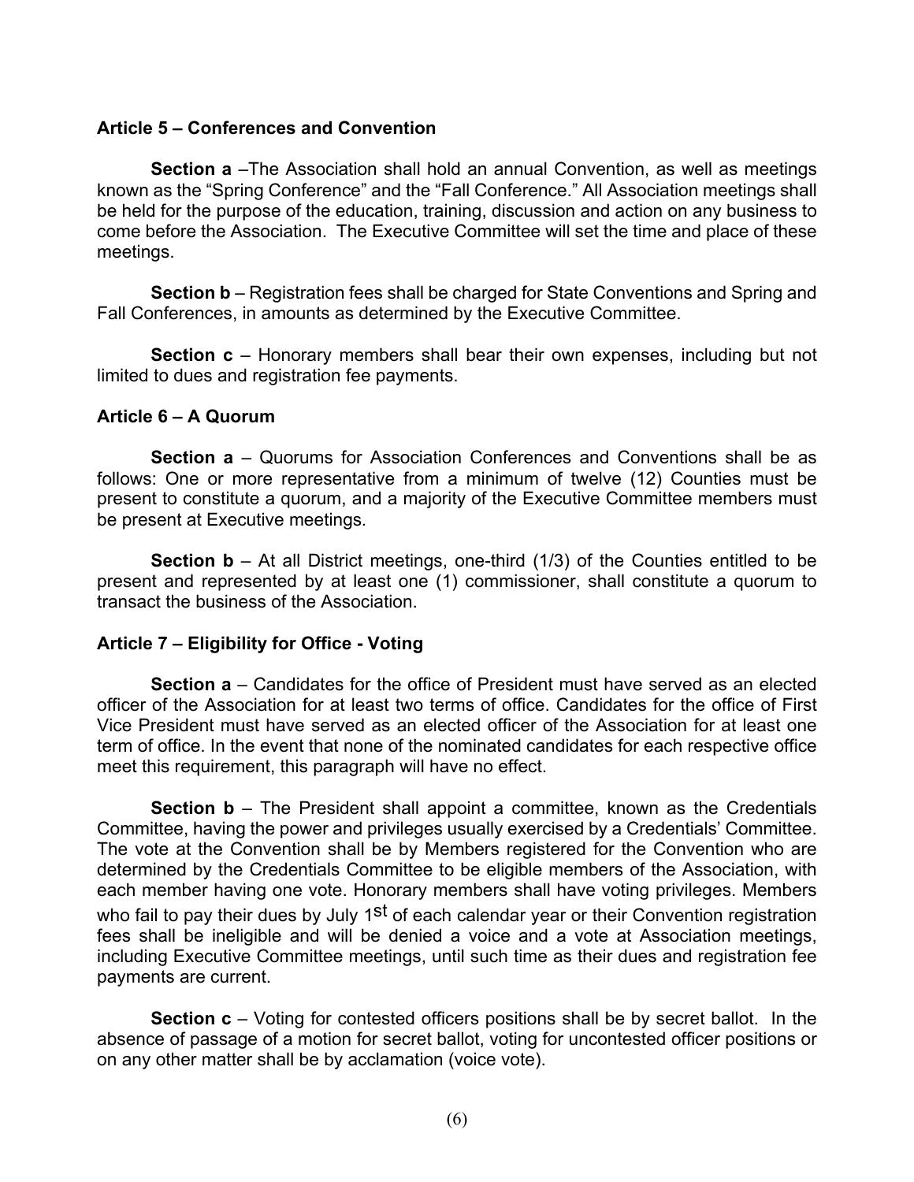**Article 5 – Conferences and Convention**

**Section a** –The Association shall hold an annual Convention, as well as meetings known as the "Spring Conference" and the "Fall Conference." All Association meetings shall be held for the purpose of the education, training, discussion and action on any business to come before the Association. The Executive Committee will set the time and place of these meetings.

**Section b** – Registration fees shall be charged for State Conventions and Spring and Fall Conferences, in amounts as determined by the Executive Committee.

**Section c** – Honorary members shall bear their own expenses, including but not limited to dues and registration fee payments.

**Article 6 – A Quorum**

**Section a** – Quorums for Association Conferences and Conventions shall be as follows: One or more representative from a minimum of twelve (12) Counties must be present to constitute a quorum, and a majority of the Executive Committee members must be present at Executive meetings.

**Section b** – At all District meetings, one-third (1/3) of the Counties entitled to be present and represented by at least one (1) commissioner, shall constitute a quorum to transact the business of the Association.

**Article 7 – Eligibility for Office - Voting**

**Section a** – Candidates for the office of President must have served as an elected officer of the Association for at least two terms of office. Candidates for the office of First Vice President must have served as an elected officer of the Association for at least one term of office. In the event that none of the nominated candidates for each respective office meet this requirement, this paragraph will have no effect.

**Section b** – The President shall appoint a committee, known as the Credentials Committee, having the power and privileges usually exercised by a Credentials' Committee. The vote at the Convention shall be by Members registered for the Convention who are determined by the Credentials Committee to be eligible members of the Association, with each member having one vote. Honorary members shall have voting privileges. Members who fail to pay their dues by July 1st of each calendar year or their Convention registration fees shall be ineligible and will be denied a voice and a vote at Association meetings, including Executive Committee meetings, until such time as their dues and registration fee payments are current.

**Section c** – Voting for contested officers positions shall be by secret ballot. In the absence of passage of a motion for secret ballot, voting for uncontested officer positions or on any other matter shall be by acclamation (voice vote).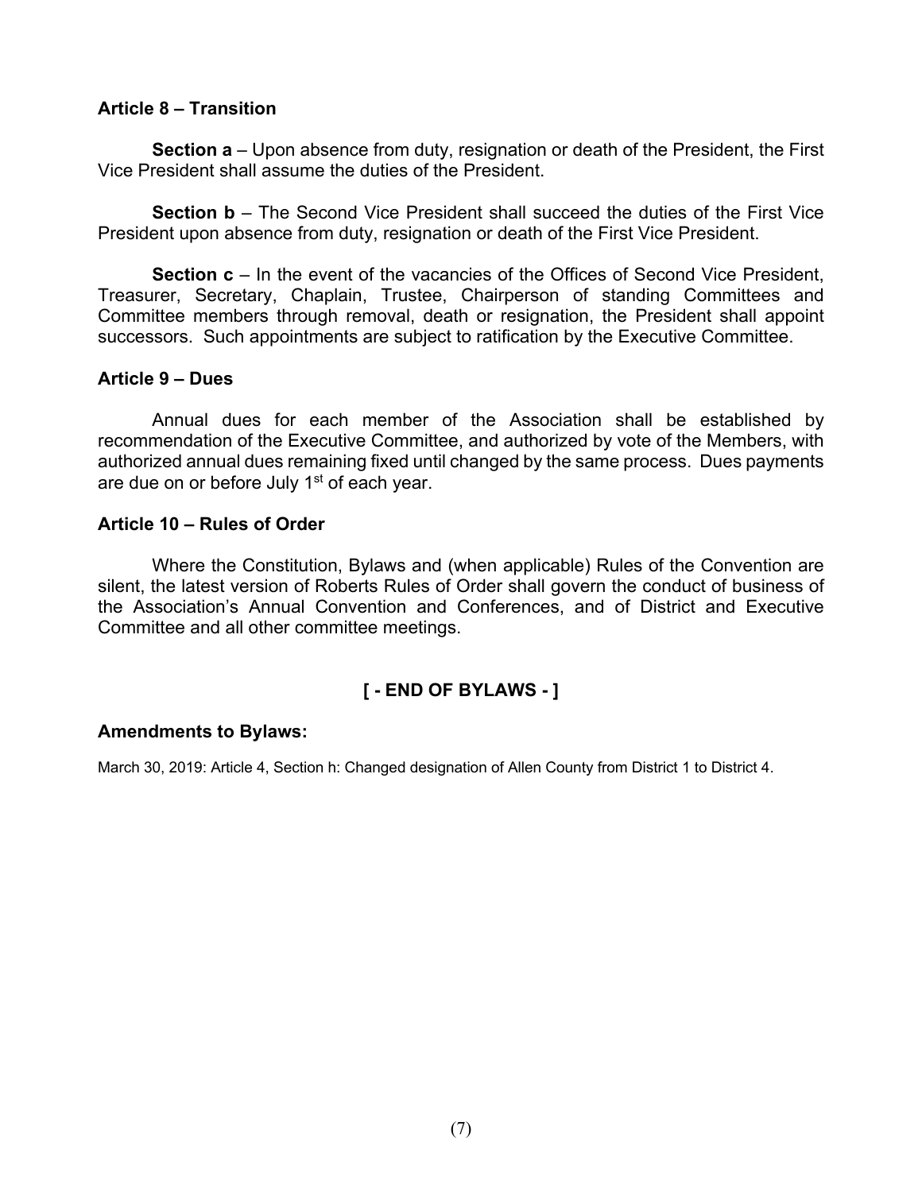**Article 8 – Transition**

**Section a** – Upon absence from duty, resignation or death of the President, the First Vice President shall assume the duties of the President.

**Section b** – The Second Vice President shall succeed the duties of the First Vice President upon absence from duty, resignation or death of the First Vice President.

**Section c** – In the event of the vacancies of the Offices of Second Vice President, Treasurer, Secretary, Chaplain, Trustee, Chairperson of standing Committees and Committee members through removal, death or resignation, the President shall appoint successors. Such appointments are subject to ratification by the Executive Committee.

**Article 9 – Dues**

Annual dues for each member of the Association shall be established by recommendation of the Executive Committee, and authorized by vote of the Members, with authorized annual dues remaining fixed until changed by the same process. Dues payments are due on or before July 1st of each year.

**Article 10 – Rules of Order**

Where the Constitution, Bylaws and (when applicable) Rules of the Convention are silent, the latest version of Roberts Rules of Order shall govern the conduct of business of the Association's Annual Convention and Conferences, and of District and Executive Committee and all other committee meetings.

**[ - END OF BYLAWS - ]**

**Amendments to Bylaws:**

March 30, 2019: Article 4, Section h: Changed designation of Allen County from District 1 to District 4.